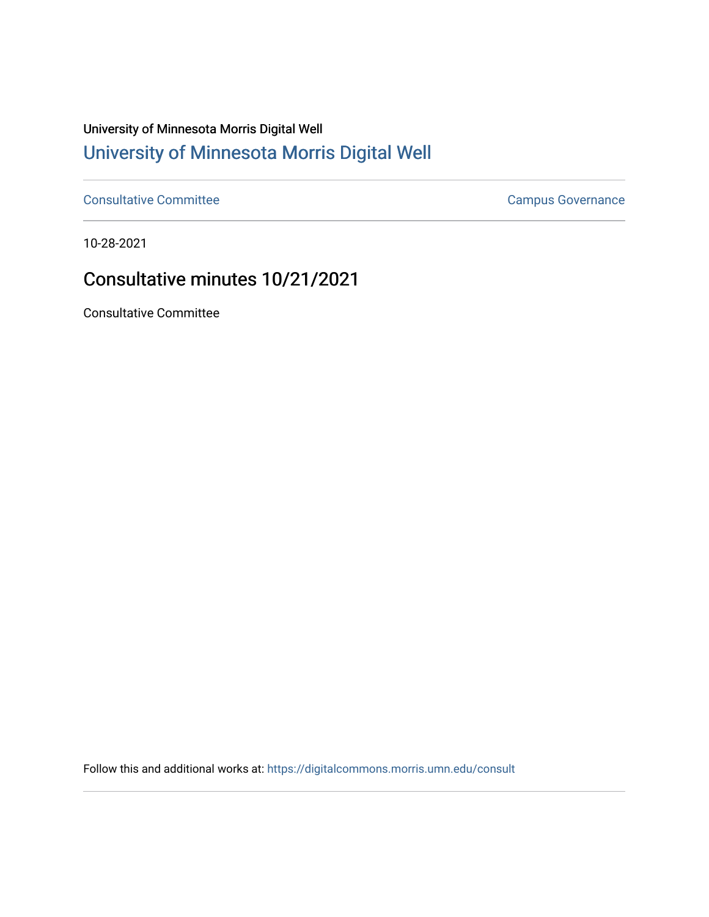University of Minnesota Morris Digital Well

[University of Minnesota Morris Digital Well](https://digitalcommons.morris.umn.edu)

---

Consultative Committee | Campus Governance

---

10-28-2021

# Consultative minutes 10/21/2021

Consultative Committee

Follow this and additional works at: https://digitalcommons.morris.umn.edu/consult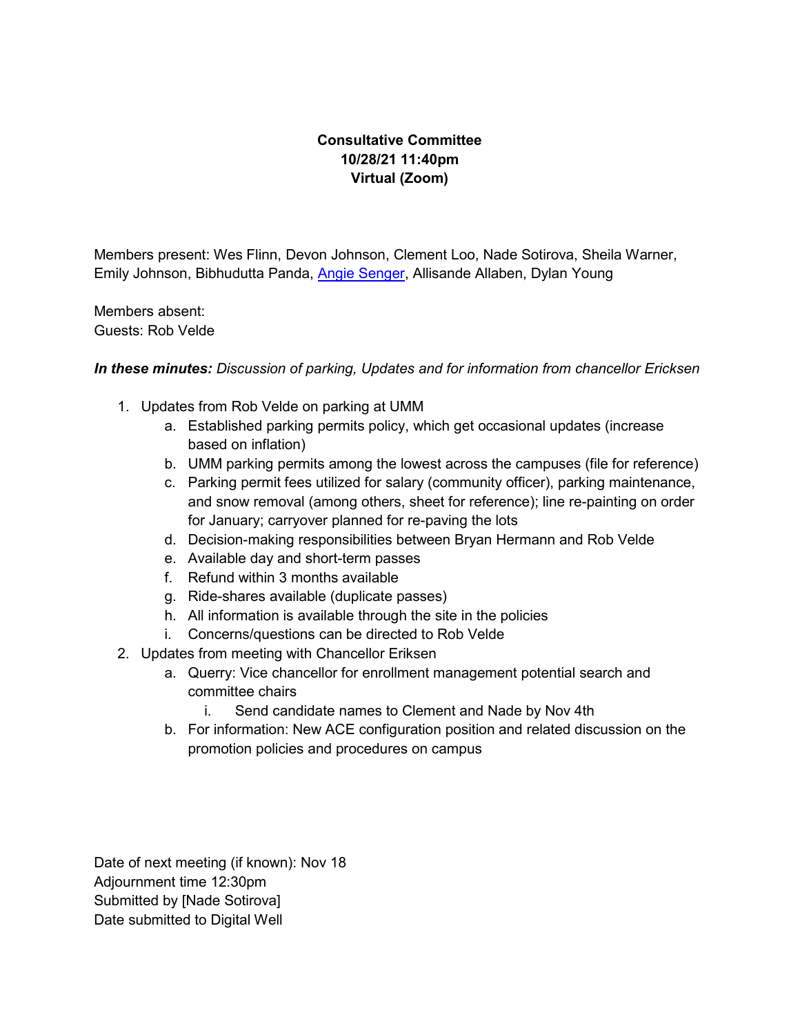**Consultative Committee**
**10/28/21 11:40pm**
**Virtual (Zoom)**

Members present: Wes Flinn, Devon Johnson, Clement Loo, Nade Sotirova, Sheila Warner, Emily Johnson, Bibhudutta Panda, Angie Senger, Allisande Allaben, Dylan Young

Members absent:
Guests: Rob Velde

***In these minutes:*** *Discussion of parking, Updates and for information from chancellor Ericksen*

1. Updates from Rob Velde on parking at UMM
    a. Established parking permits policy, which get occasional updates (increase based on inflation)
    b. UMM parking permits among the lowest across the campuses (file for reference)
    c. Parking permit fees utilized for salary (community officer), parking maintenance, and snow removal (among others, sheet for reference); line re-painting on order for January; carryover planned for re-paving the lots
    d. Decision-making responsibilities between Bryan Hermann and Rob Velde
    e. Available day and short-term passes
    f. Refund within 3 months available
    g. Ride-shares available (duplicate passes)
    h. All information is available through the site in the policies
    i. Concerns/questions can be directed to Rob Velde
2. Updates from meeting with Chancellor Eriksen
    a. Querry: Vice chancellor for enrollment management potential search and committee chairs
        i. Send candidate names to Clement and Nade by Nov 4th
    b. For information: New ACE configuration position and related discussion on the promotion policies and procedures on campus

Date of next meeting (if known): Nov 18
Adjournment time 12:30pm
Submitted by [Nade Sotirova]
Date submitted to Digital Well